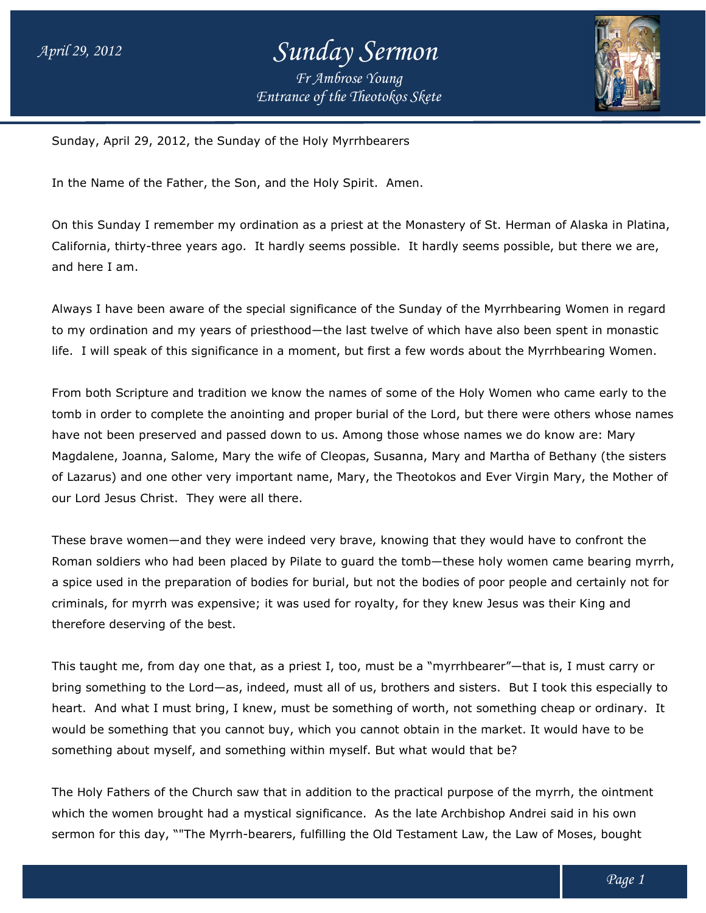# Sunday Sermon

*Fr Ambrose Young*
*Entrance of the Theotokos Skete*

Sunday, April 29, 2012, the Sunday of the Holy Myrrhbearers

In the Name of the Father, the Son, and the Holy Spirit. Amen.

On this Sunday I remember my ordination as a priest at the Monastery of St. Herman of Alaska in Platina, California, thirty-three years ago. It hardly seems possible. It hardly seems possible, but there we are, and here I am.

Always I have been aware of the special significance of the Sunday of the Myrrhbearing Women in regard to my ordination and my years of priesthood—the last twelve of which have also been spent in monastic life. I will speak of this significance in a moment, but first a few words about the Myrrhbearing Women.

From both Scripture and tradition we know the names of some of the Holy Women who came early to the tomb in order to complete the anointing and proper burial of the Lord, but there were others whose names have not been preserved and passed down to us. Among those whose names we do know are: Mary Magdalene, Joanna, Salome, Mary the wife of Cleopas, Susanna, Mary and Martha of Bethany (the sisters of Lazarus) and one other very important name, Mary, the Theotokos and Ever Virgin Mary, the Mother of our Lord Jesus Christ. They were all there.

These brave women—and they were indeed very brave, knowing that they would have to confront the Roman soldiers who had been placed by Pilate to guard the tomb—these holy women came bearing myrrh, a spice used in the preparation of bodies for burial, but not the bodies of poor people and certainly not for criminals, for myrrh was expensive; it was used for royalty, for they knew Jesus was their King and therefore deserving of the best.

This taught me, from day one that, as a priest I, too, must be a "myrrhbearer"—that is, I must carry or bring something to the Lord—as, indeed, must all of us, brothers and sisters. But I took this especially to heart. And what I must bring, I knew, must be something of worth, not something cheap or ordinary. It would be something that you cannot buy, which you cannot obtain in the market. It would have to be something about myself, and something within myself. But what would that be?

The Holy Fathers of the Church saw that in addition to the practical purpose of the myrrh, the ointment which the women brought had a mystical significance. As the late Archbishop Andrei said in his own sermon for this day, ""The Myrrh-bearers, fulfilling the Old Testament Law, the Law of Moses, bought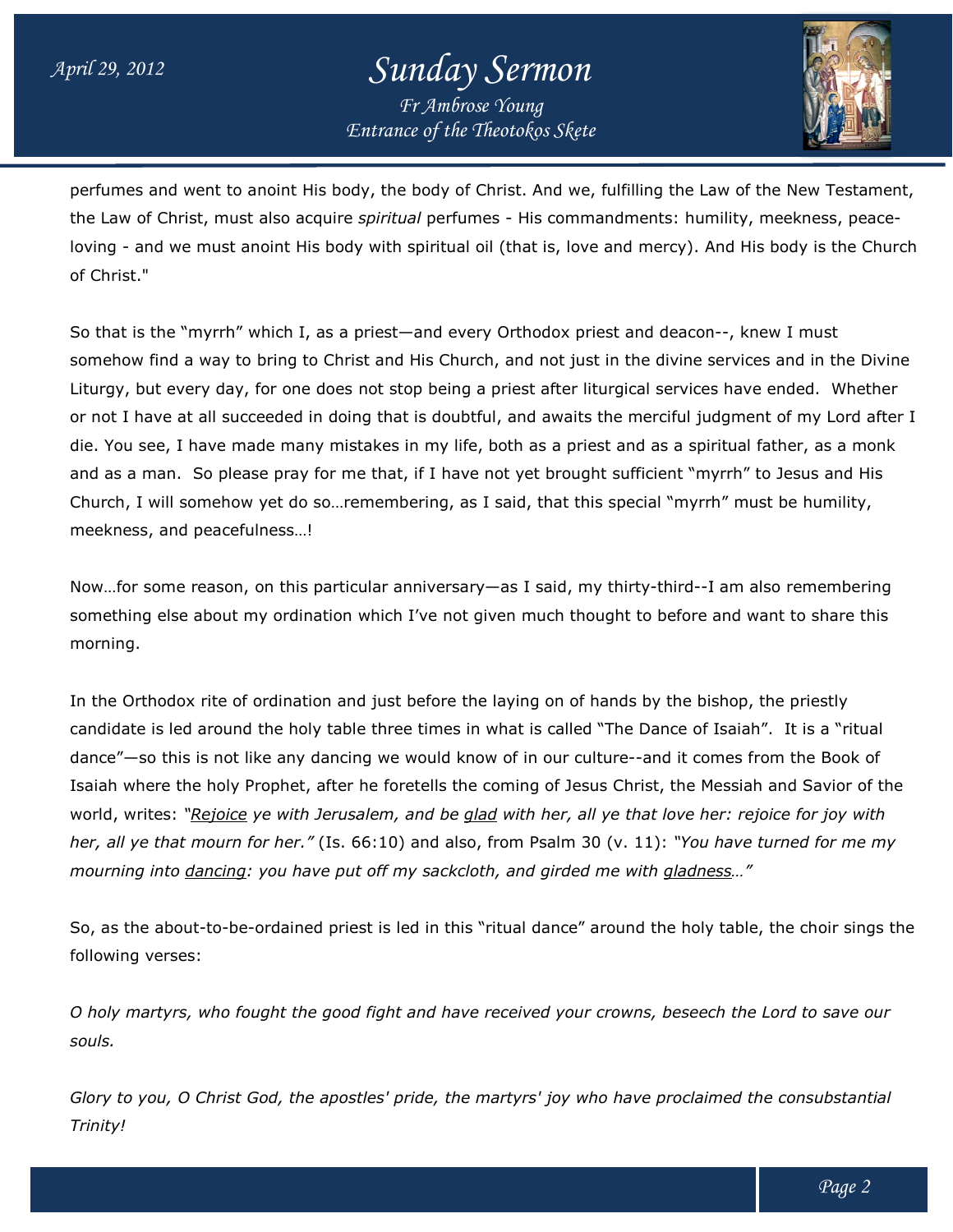perfumes and went to anoint His body, the body of Christ. And we, fulfilling the Law of the New Testament, the Law of Christ, must also acquire *spiritual* perfumes - His commandments: humility, meekness, peace-loving - and we must anoint His body with spiritual oil (that is, love and mercy). And His body is the Church of Christ."

So that is the "myrrh" which I, as a priest—and every Orthodox priest and deacon--, knew I must somehow find a way to bring to Christ and His Church, and not just in the divine services and in the Divine Liturgy, but every day, for one does not stop being a priest after liturgical services have ended. Whether or not I have at all succeeded in doing that is doubtful, and awaits the merciful judgment of my Lord after I die. You see, I have made many mistakes in my life, both as a priest and as a spiritual father, as a monk and as a man. So please pray for me that, if I have not yet brought sufficient "myrrh" to Jesus and His Church, I will somehow yet do so…remembering, as I said, that this special "myrrh" must be humility, meekness, and peacefulness…!

Now…for some reason, on this particular anniversary—as I said, my thirty-third--I am also remembering something else about my ordination which I've not given much thought to before and want to share this morning.

In the Orthodox rite of ordination and just before the laying on of hands by the bishop, the priestly candidate is led around the holy table three times in what is called "The Dance of Isaiah". It is a "ritual dance"—so this is not like any dancing we would know of in our culture--and it comes from the Book of Isaiah where the holy Prophet, after he foretells the coming of Jesus Christ, the Messiah and Savior of the world, writes: *"Rejoice ye with Jerusalem, and be glad with her, all ye that love her: rejoice for joy with her, all ye that mourn for her."* (Is. 66:10) and also, from Psalm 30 (v. 11): *"You have turned for me my mourning into dancing: you have put off my sackcloth, and girded me with gladness…"*

So, as the about-to-be-ordained priest is led in this "ritual dance" around the holy table, the choir sings the following verses:

*O holy martyrs, who fought the good fight and have received your crowns, beseech the Lord to save our souls.*

*Glory to you, O Christ God, the apostles' pride, the martyrs' joy who have proclaimed the consubstantial Trinity!*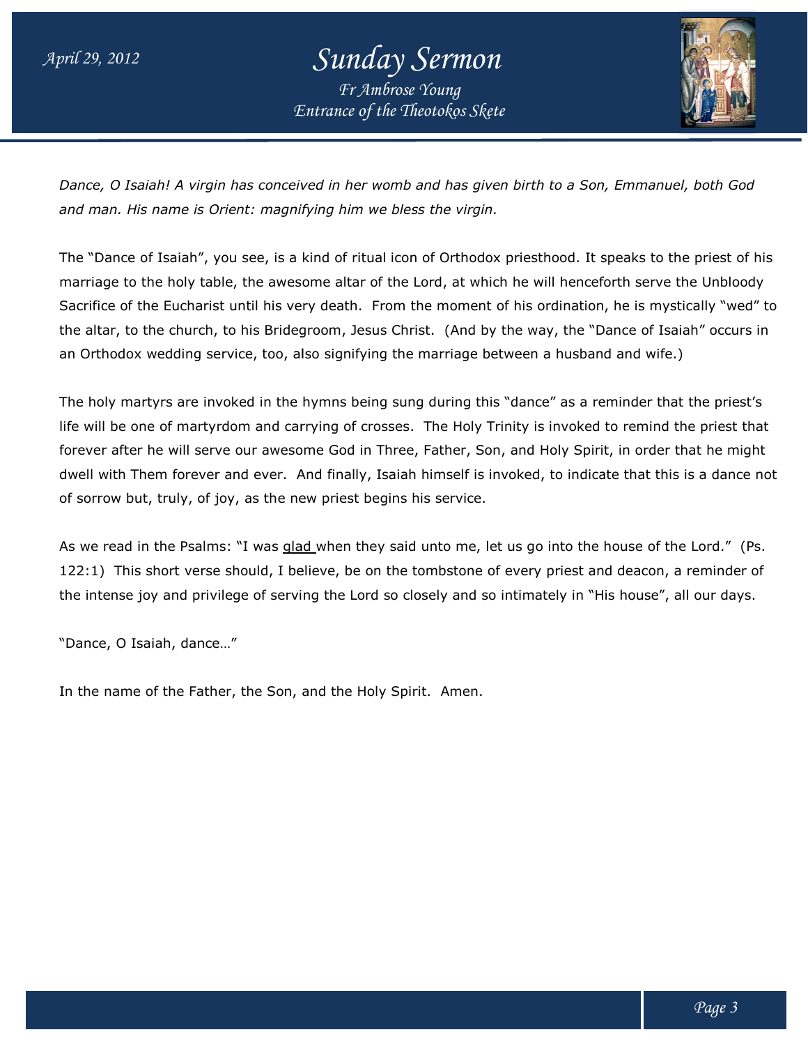*Dance, O Isaiah! A virgin has conceived in her womb and has given birth to a Son, Emmanuel, both God and man. His name is Orient: magnifying him we bless the virgin.*

The "Dance of Isaiah", you see, is a kind of ritual icon of Orthodox priesthood. It speaks to the priest of his marriage to the holy table, the awesome altar of the Lord, at which he will henceforth serve the Unbloody Sacrifice of the Eucharist until his very death. From the moment of his ordination, he is mystically "wed" to the altar, to the church, to his Bridegroom, Jesus Christ. (And by the way, the "Dance of Isaiah" occurs in an Orthodox wedding service, too, also signifying the marriage between a husband and wife.)

The holy martyrs are invoked in the hymns being sung during this "dance" as a reminder that the priest's life will be one of martyrdom and carrying of crosses. The Holy Trinity is invoked to remind the priest that forever after he will serve our awesome God in Three, Father, Son, and Holy Spirit, in order that he might dwell with Them forever and ever. And finally, Isaiah himself is invoked, to indicate that this is a dance not of sorrow but, truly, of joy, as the new priest begins his service.

As we read in the Psalms: "I was <u>glad</u> when they said unto me, let us go into the house of the Lord." (Ps. 122:1) This short verse should, I believe, be on the tombstone of every priest and deacon, a reminder of the intense joy and privilege of serving the Lord so closely and so intimately in "His house", all our days.

"Dance, O Isaiah, dance…"

In the name of the Father, the Son, and the Holy Spirit. Amen.